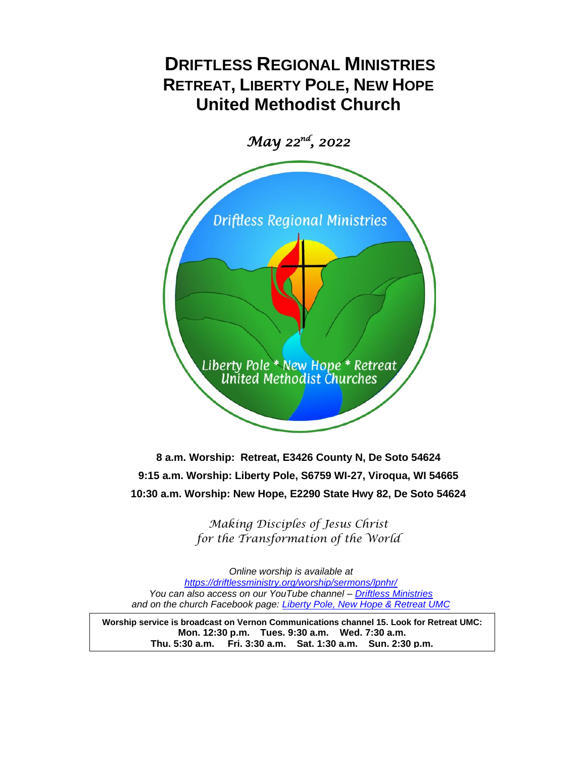# DRIFTLESS REGIONAL MINISTRIES
## RETREAT, LIBERTY POLE, NEW HOPE
## United Methodist Church

*May 22nd, 2022*

**8 a.m. Worship: Retreat, E3426 County N, De Soto 54624**

**9:15 a.m. Worship: Liberty Pole, S6759 WI-27, Viroqua, WI 54665**

**10:30 a.m. Worship: New Hope, E2290 State Hwy 82, De Soto 54624**

*Making Disciples of Jesus Christ*
*for the Transformation of the World*

*Online worship is available at*
*https://driftlessministry.org/worship/sermons/lpnhr/*
*You can also access on our YouTube channel – Driftless Ministries*
*and on the church Facebook page: Liberty Pole, New Hope & Retreat UMC*

**Worship service is broadcast on Vernon Communications channel 15. Look for Retreat UMC:**
**Mon. 12:30 p.m. Tues. 9:30 a.m. Wed. 7:30 a.m.**
**Thu. 5:30 a.m. Fri. 3:30 a.m. Sat. 1:30 a.m. Sun. 2:30 p.m.**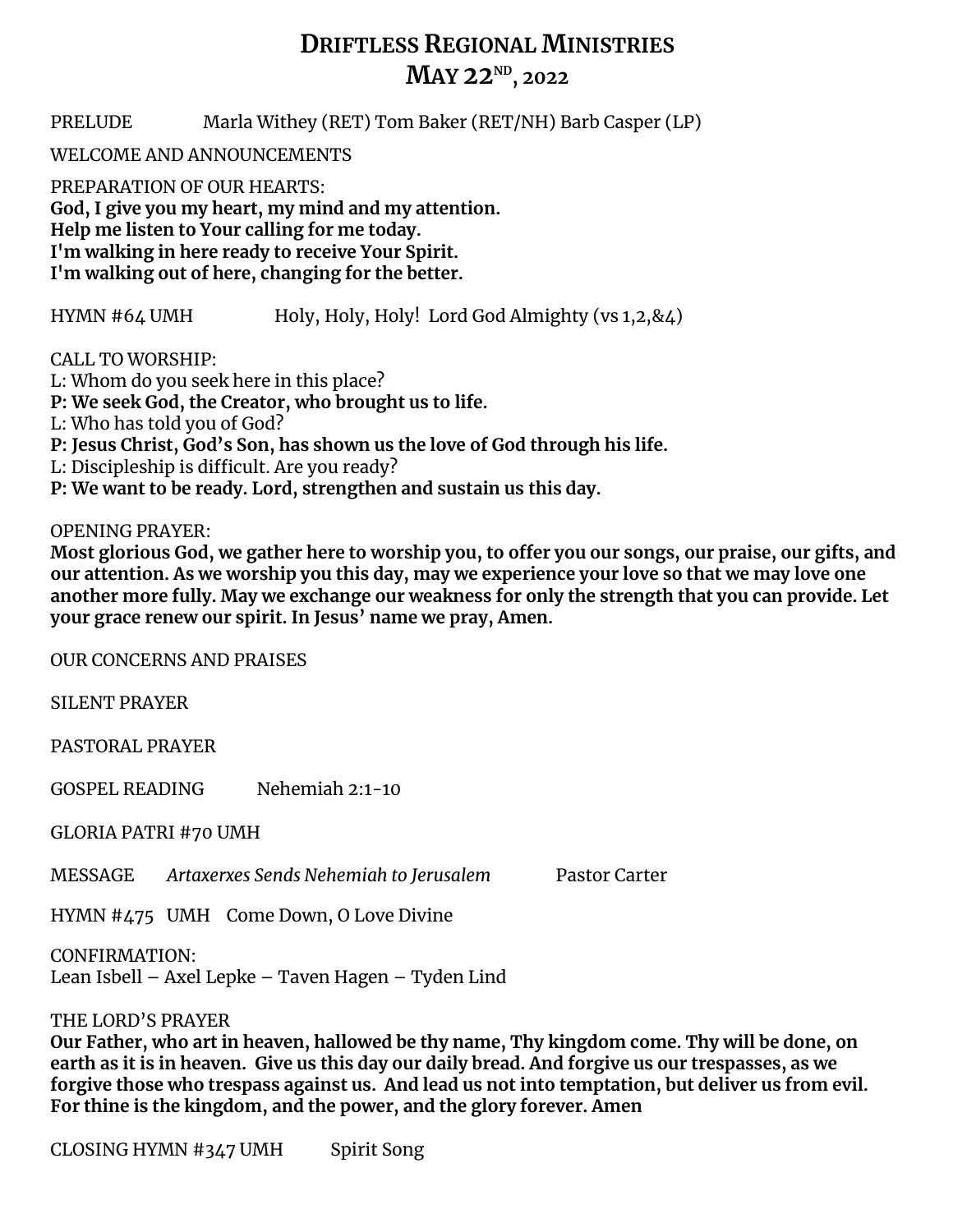# DRIFTLESS REGIONAL MINISTRIES
# MAY 22ND, 2022

PRELUDE Marla Withey (RET) Tom Baker (RET/NH) Barb Casper (LP)

WELCOME AND ANNOUNCEMENTS

PREPARATION OF OUR HEARTS:
**God, I give you my heart, my mind and my attention.**
**Help me listen to Your calling for me today.**
**I'm walking in here ready to receive Your Spirit.**
**I'm walking out of here, changing for the better.**

HYMN #64 UMH Holy, Holy, Holy! Lord God Almighty (vs 1,2,&4)

CALL TO WORSHIP:
L: Whom do you seek here in this place?
**P: We seek God, the Creator, who brought us to life.**
L: Who has told you of God?
**P: Jesus Christ, God's Son, has shown us the love of God through his life.**
L: Discipleship is difficult. Are you ready?
**P: We want to be ready. Lord, strengthen and sustain us this day.**

OPENING PRAYER:
**Most glorious God, we gather here to worship you, to offer you our songs, our praise, our gifts, and our attention. As we worship you this day, may we experience your love so that we may love one another more fully. May we exchange our weakness for only the strength that you can provide. Let your grace renew our spirit. In Jesus' name we pray, Amen.**

OUR CONCERNS AND PRAISES

SILENT PRAYER

PASTORAL PRAYER

GOSPEL READING Nehemiah 2:1-10

GLORIA PATRI #70 UMH

MESSAGE *Artaxerxes Sends Nehemiah to Jerusalem* Pastor Carter

HYMN #475 UMH Come Down, O Love Divine

CONFIRMATION:
Lean Isbell – Axel Lepke – Taven Hagen – Tyden Lind

THE LORD'S PRAYER
**Our Father, who art in heaven, hallowed be thy name, Thy kingdom come. Thy will be done, on earth as it is in heaven. Give us this day our daily bread. And forgive us our trespasses, as we forgive those who trespass against us. And lead us not into temptation, but deliver us from evil. For thine is the kingdom, and the power, and the glory forever. Amen**

CLOSING HYMN #347 UMH Spirit Song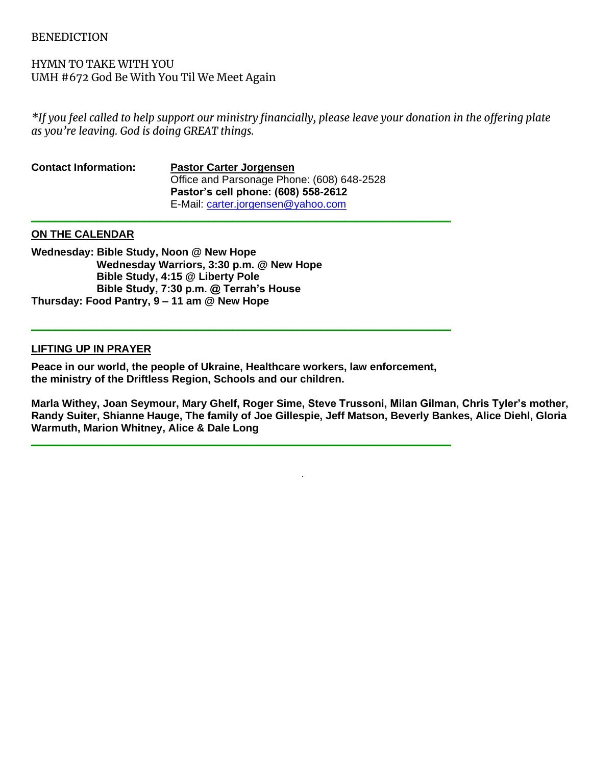BENEDICTION

HYMN TO TAKE WITH YOU
UMH #672 God Be With You Til We Meet Again

*\*If you feel called to help support our ministry financially, please leave your donation in the offering plate as you're leaving. God is doing GREAT things.*

**Contact Information:** **Pastor Carter Jorgensen**
Office and Parsonage Phone: (608) 648-2528
**Pastor's cell phone: (608) 558-2612**
E-Mail: carter.jorgensen@yahoo.com

---

**ON THE CALENDAR**

**Wednesday: Bible Study, Noon @ New Hope**
**Wednesday Warriors, 3:30 p.m. @ New Hope**
**Bible Study, 4:15 @ Liberty Pole**
**Bible Study, 7:30 p.m. @ Terrah's House**
**Thursday: Food Pantry, 9 – 11 am @ New Hope**

---

**LIFTING UP IN PRAYER**

**Peace in our world, the people of Ukraine, Healthcare workers, law enforcement, the ministry of the Driftless Region, Schools and our children.**

**Marla Withey, Joan Seymour, Mary Ghelf, Roger Sime, Steve Trussoni, Milan Gilman, Chris Tyler's mother, Randy Suiter, Shianne Hauge, The family of Joe Gillespie, Jeff Matson, Beverly Bankes, Alice Diehl, Gloria Warmuth, Marion Whitney, Alice & Dale Long**

---